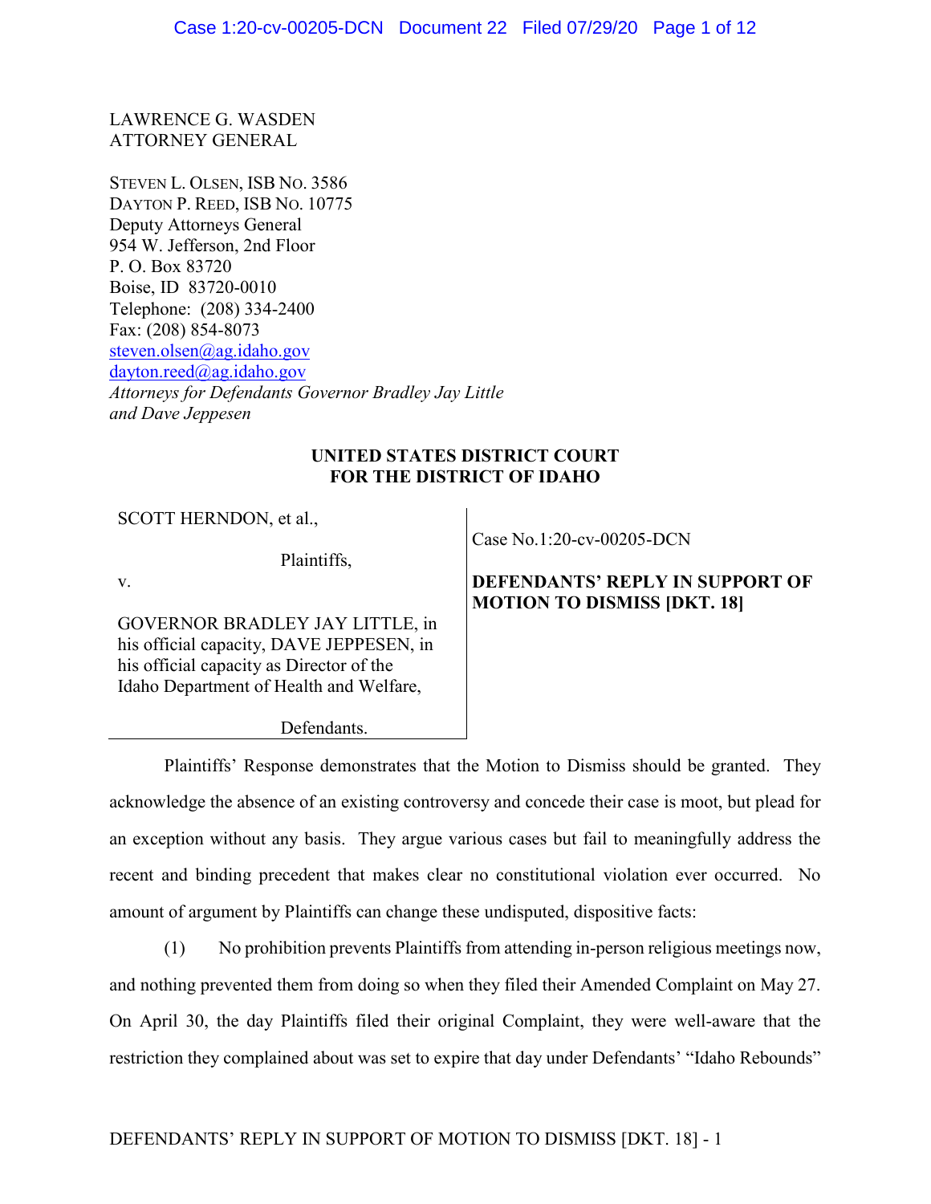LAWRENCE G. WASDEN
ATTORNEY GENERAL

STEVEN L. OLSEN, ISB NO. 3586
DAYTON P. REED, ISB NO. 10775
Deputy Attorneys General
954 W. Jefferson, 2nd Floor
P. O. Box 83720
Boise, ID 83720-0010
Telephone: (208) 334-2400
Fax: (208) 854-8073
steven.olsen@ag.idaho.gov
dayton.reed@ag.idaho.gov
*Attorneys for Defendants Governor Bradley Jay Little and Dave Jeppesen*

**UNITED STATES DISTRICT COURT
FOR THE DISTRICT OF IDAHO**

| | |
|---|---|
| SCOTT HERNDON, et al.,<br><br>Plaintiffs,<br><br>v.<br><br>GOVERNOR BRADLEY JAY LITTLE, in his official capacity, DAVE JEPPESEN, in his official capacity as Director of the Idaho Department of Health and Welfare,<br><br>Defendants. | Case No.1:20-cv-00205-DCN<br><br>**DEFENDANTS' REPLY IN SUPPORT OF MOTION TO DISMISS [DKT. 18]** |

Plaintiffs' Response demonstrates that the Motion to Dismiss should be granted. They acknowledge the absence of an existing controversy and concede their case is moot, but plead for an exception without any basis. They argue various cases but fail to meaningfully address the recent and binding precedent that makes clear no constitutional violation ever occurred. No amount of argument by Plaintiffs can change these undisputed, dispositive facts:

(1) No prohibition prevents Plaintiffs from attending in-person religious meetings now, and nothing prevented them from doing so when they filed their Amended Complaint on May 27. On April 30, the day Plaintiffs filed their original Complaint, they were well-aware that the restriction they complained about was set to expire that day under Defendants' "Idaho Rebounds"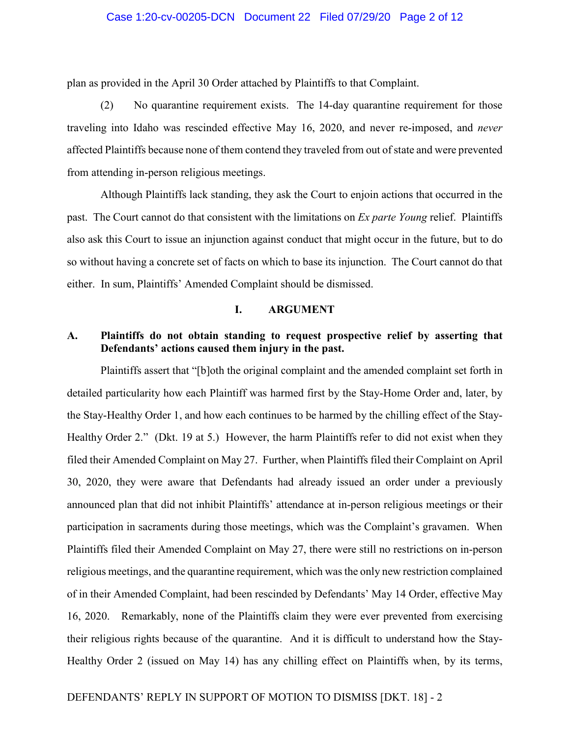plan as provided in the April 30 Order attached by Plaintiffs to that Complaint.

(2) No quarantine requirement exists. The 14-day quarantine requirement for those traveling into Idaho was rescinded effective May 16, 2020, and never re-imposed, and *never* affected Plaintiffs because none of them contend they traveled from out of state and were prevented from attending in-person religious meetings.

Although Plaintiffs lack standing, they ask the Court to enjoin actions that occurred in the past. The Court cannot do that consistent with the limitations on *Ex parte Young* relief. Plaintiffs also ask this Court to issue an injunction against conduct that might occur in the future, but to do so without having a concrete set of facts on which to base its injunction. The Court cannot do that either. In sum, Plaintiffs' Amended Complaint should be dismissed.

## I. ARGUMENT

### A. Plaintiffs do not obtain standing to request prospective relief by asserting that Defendants' actions caused them injury in the past.

Plaintiffs assert that "[b]oth the original complaint and the amended complaint set forth in detailed particularity how each Plaintiff was harmed first by the Stay-Home Order and, later, by the Stay-Healthy Order 1, and how each continues to be harmed by the chilling effect of the Stay-Healthy Order 2." (Dkt. 19 at 5.) However, the harm Plaintiffs refer to did not exist when they filed their Amended Complaint on May 27. Further, when Plaintiffs filed their Complaint on April 30, 2020, they were aware that Defendants had already issued an order under a previously announced plan that did not inhibit Plaintiffs' attendance at in-person religious meetings or their participation in sacraments during those meetings, which was the Complaint's gravamen. When Plaintiffs filed their Amended Complaint on May 27, there were still no restrictions on in-person religious meetings, and the quarantine requirement, which was the only new restriction complained of in their Amended Complaint, had been rescinded by Defendants' May 14 Order, effective May 16, 2020. Remarkably, none of the Plaintiffs claim they were ever prevented from exercising their religious rights because of the quarantine. And it is difficult to understand how the Stay-Healthy Order 2 (issued on May 14) has any chilling effect on Plaintiffs when, by its terms,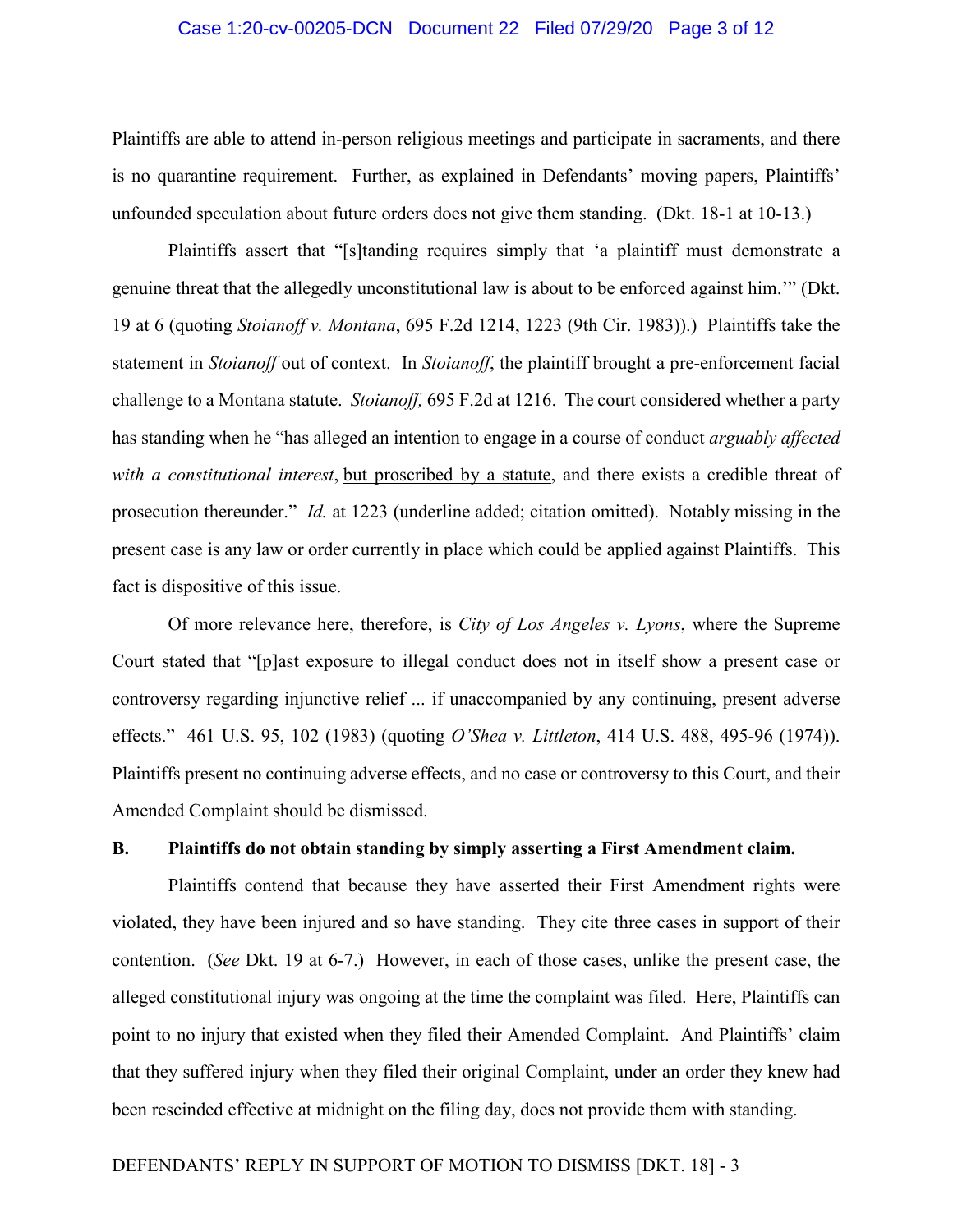Plaintiffs are able to attend in-person religious meetings and participate in sacraments, and there is no quarantine requirement. Further, as explained in Defendants' moving papers, Plaintiffs' unfounded speculation about future orders does not give them standing. (Dkt. 18-1 at 10-13.)

Plaintiffs assert that "[s]tanding requires simply that 'a plaintiff must demonstrate a genuine threat that the allegedly unconstitutional law is about to be enforced against him.'" (Dkt. 19 at 6 (quoting *Stoianoff v. Montana*, 695 F.2d 1214, 1223 (9th Cir. 1983)).) Plaintiffs take the statement in *Stoianoff* out of context. In *Stoianoff*, the plaintiff brought a pre-enforcement facial challenge to a Montana statute. *Stoianoff,* 695 F.2d at 1216. The court considered whether a party has standing when he "has alleged an intention to engage in a course of conduct *arguably affected with a constitutional interest*, <u>but proscribed by a statute</u>, and there exists a credible threat of prosecution thereunder." *Id.* at 1223 (underline added; citation omitted). Notably missing in the present case is any law or order currently in place which could be applied against Plaintiffs. This fact is dispositive of this issue.

Of more relevance here, therefore, is *City of Los Angeles v. Lyons*, where the Supreme Court stated that "[p]ast exposure to illegal conduct does not in itself show a present case or controversy regarding injunctive relief ... if unaccompanied by any continuing, present adverse effects." 461 U.S. 95, 102 (1983) (quoting *O'Shea v. Littleton*, 414 U.S. 488, 495-96 (1974)). Plaintiffs present no continuing adverse effects, and no case or controversy to this Court, and their Amended Complaint should be dismissed.

**B. Plaintiffs do not obtain standing by simply asserting a First Amendment claim.**

Plaintiffs contend that because they have asserted their First Amendment rights were violated, they have been injured and so have standing. They cite three cases in support of their contention. (*See* Dkt. 19 at 6-7.) However, in each of those cases, unlike the present case, the alleged constitutional injury was ongoing at the time the complaint was filed. Here, Plaintiffs can point to no injury that existed when they filed their Amended Complaint. And Plaintiffs' claim that they suffered injury when they filed their original Complaint, under an order they knew had been rescinded effective at midnight on the filing day, does not provide them with standing.

DEFENDANTS' REPLY IN SUPPORT OF MOTION TO DISMISS [DKT. 18] - 3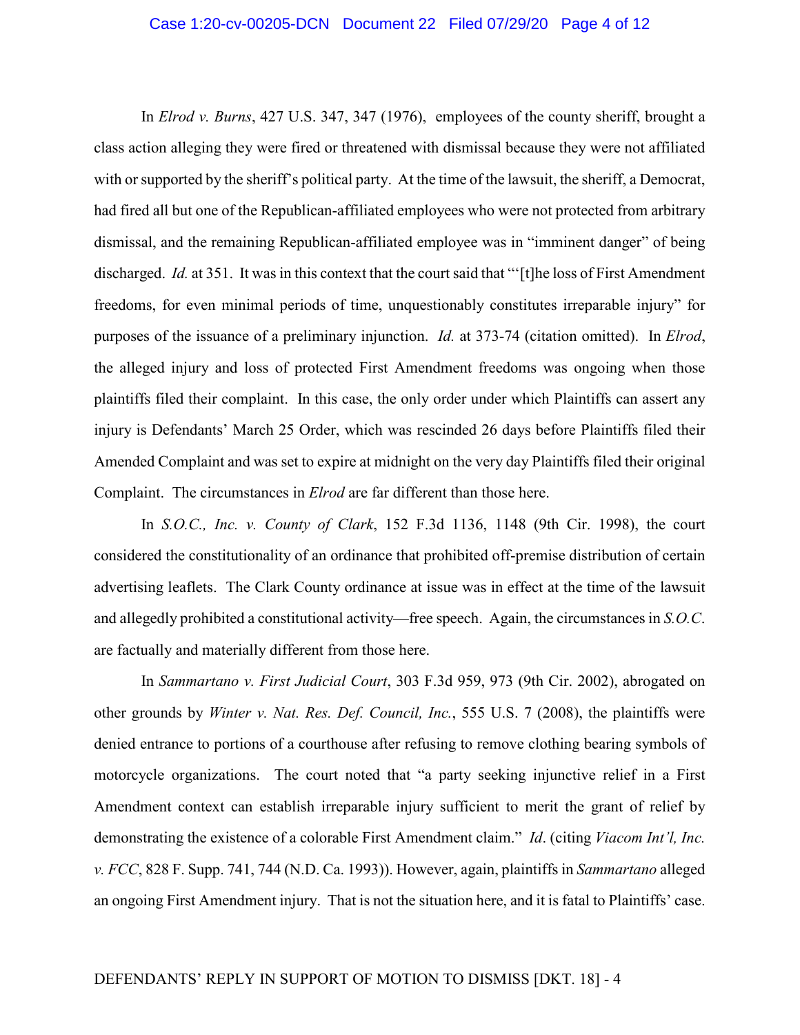In *Elrod v. Burns*, 427 U.S. 347, 347 (1976), employees of the county sheriff, brought a class action alleging they were fired or threatened with dismissal because they were not affiliated with or supported by the sheriff's political party. At the time of the lawsuit, the sheriff, a Democrat, had fired all but one of the Republican-affiliated employees who were not protected from arbitrary dismissal, and the remaining Republican-affiliated employee was in "imminent danger" of being discharged. *Id.* at 351. It was in this context that the court said that "'[t]he loss of First Amendment freedoms, for even minimal periods of time, unquestionably constitutes irreparable injury" for purposes of the issuance of a preliminary injunction. *Id.* at 373-74 (citation omitted). In *Elrod*, the alleged injury and loss of protected First Amendment freedoms was ongoing when those plaintiffs filed their complaint. In this case, the only order under which Plaintiffs can assert any injury is Defendants' March 25 Order, which was rescinded 26 days before Plaintiffs filed their Amended Complaint and was set to expire at midnight on the very day Plaintiffs filed their original Complaint. The circumstances in *Elrod* are far different than those here.

In *S.O.C., Inc. v. County of Clark*, 152 F.3d 1136, 1148 (9th Cir. 1998), the court considered the constitutionality of an ordinance that prohibited off-premise distribution of certain advertising leaflets. The Clark County ordinance at issue was in effect at the time of the lawsuit and allegedly prohibited a constitutional activity—free speech. Again, the circumstances in *S.O.C*. are factually and materially different from those here.

In *Sammartano v. First Judicial Court*, 303 F.3d 959, 973 (9th Cir. 2002), abrogated on other grounds by *Winter v. Nat. Res. Def. Council, Inc.*, 555 U.S. 7 (2008), the plaintiffs were denied entrance to portions of a courthouse after refusing to remove clothing bearing symbols of motorcycle organizations. The court noted that "a party seeking injunctive relief in a First Amendment context can establish irreparable injury sufficient to merit the grant of relief by demonstrating the existence of a colorable First Amendment claim." *Id*. (citing *Viacom Int'l, Inc. v. FCC*, 828 F. Supp. 741, 744 (N.D. Ca. 1993)). However, again, plaintiffs in *Sammartano* alleged an ongoing First Amendment injury. That is not the situation here, and it is fatal to Plaintiffs' case.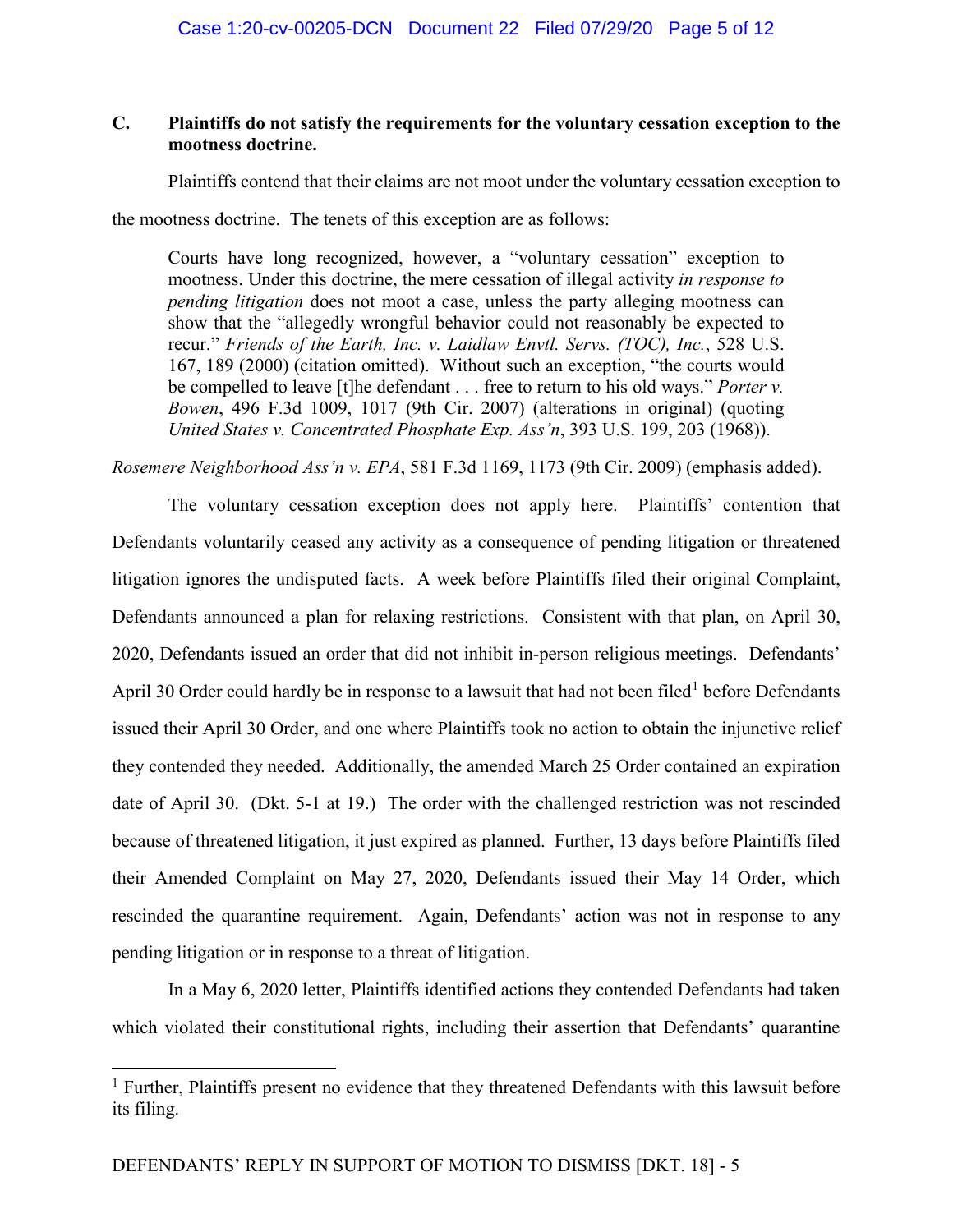### C. Plaintiffs do not satisfy the requirements for the voluntary cessation exception to the mootness doctrine.

Plaintiffs contend that their claims are not moot under the voluntary cessation exception to the mootness doctrine. The tenets of this exception are as follows:

> Courts have long recognized, however, a "voluntary cessation" exception to mootness. Under this doctrine, the mere cessation of illegal activity *in response to pending litigation* does not moot a case, unless the party alleging mootness can show that the "allegedly wrongful behavior could not reasonably be expected to recur." *Friends of the Earth, Inc. v. Laidlaw Envtl. Servs. (TOC), Inc.*, 528 U.S. 167, 189 (2000) (citation omitted). Without such an exception, "the courts would be compelled to leave [t]he defendant . . . free to return to his old ways." *Porter v. Bowen*, 496 F.3d 1009, 1017 (9th Cir. 2007) (alterations in original) (quoting *United States v. Concentrated Phosphate Exp. Ass'n*, 393 U.S. 199, 203 (1968)).

*Rosemere Neighborhood Ass'n v. EPA*, 581 F.3d 1169, 1173 (9th Cir. 2009) (emphasis added).

The voluntary cessation exception does not apply here. Plaintiffs' contention that Defendants voluntarily ceased any activity as a consequence of pending litigation or threatened litigation ignores the undisputed facts. A week before Plaintiffs filed their original Complaint, Defendants announced a plan for relaxing restrictions. Consistent with that plan, on April 30, 2020, Defendants issued an order that did not inhibit in-person religious meetings. Defendants' April 30 Order could hardly be in response to a lawsuit that had not been filed[1] before Defendants issued their April 30 Order, and one where Plaintiffs took no action to obtain the injunctive relief they contended they needed. Additionally, the amended March 25 Order contained an expiration date of April 30. (Dkt. 5-1 at 19.) The order with the challenged restriction was not rescinded because of threatened litigation, it just expired as planned. Further, 13 days before Plaintiffs filed their Amended Complaint on May 27, 2020, Defendants issued their May 14 Order, which rescinded the quarantine requirement. Again, Defendants' action was not in response to any pending litigation or in response to a threat of litigation.

In a May 6, 2020 letter, Plaintiffs identified actions they contended Defendants had taken which violated their constitutional rights, including their assertion that Defendants' quarantine

[1] Further, Plaintiffs present no evidence that they threatened Defendants with this lawsuit before its filing.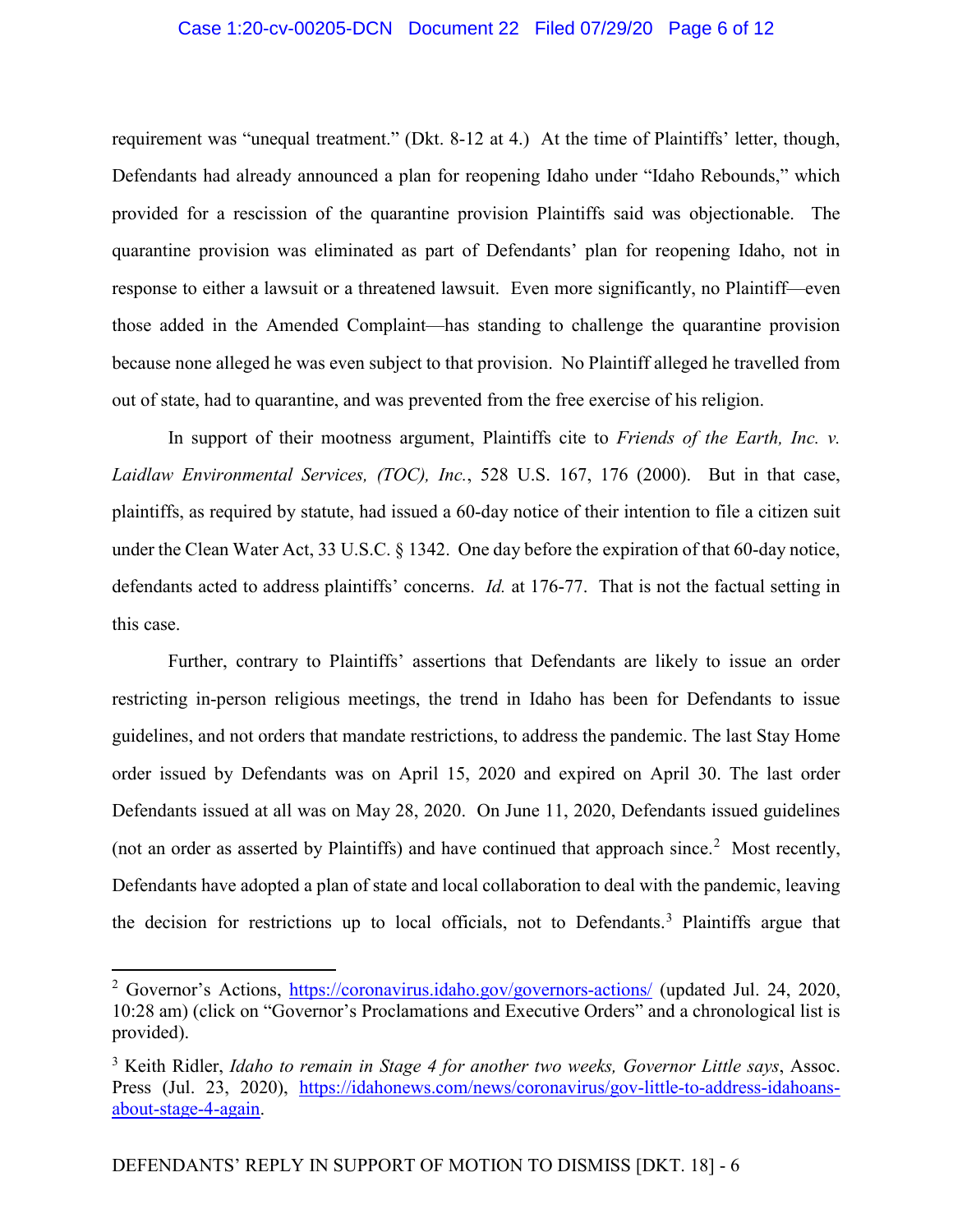requirement was "unequal treatment." (Dkt. 8-12 at 4.) At the time of Plaintiffs' letter, though, Defendants had already announced a plan for reopening Idaho under "Idaho Rebounds," which provided for a rescission of the quarantine provision Plaintiffs said was objectionable. The quarantine provision was eliminated as part of Defendants' plan for reopening Idaho, not in response to either a lawsuit or a threatened lawsuit. Even more significantly, no Plaintiff—even those added in the Amended Complaint—has standing to challenge the quarantine provision because none alleged he was even subject to that provision. No Plaintiff alleged he travelled from out of state, had to quarantine, and was prevented from the free exercise of his religion.

In support of their mootness argument, Plaintiffs cite to *Friends of the Earth, Inc. v. Laidlaw Environmental Services, (TOC), Inc.*, 528 U.S. 167, 176 (2000). But in that case, plaintiffs, as required by statute, had issued a 60-day notice of their intention to file a citizen suit under the Clean Water Act, 33 U.S.C. § 1342. One day before the expiration of that 60-day notice, defendants acted to address plaintiffs' concerns. *Id.* at 176-77. That is not the factual setting in this case.

Further, contrary to Plaintiffs' assertions that Defendants are likely to issue an order restricting in-person religious meetings, the trend in Idaho has been for Defendants to issue guidelines, and not orders that mandate restrictions, to address the pandemic. The last Stay Home order issued by Defendants was on April 15, 2020 and expired on April 30. The last order Defendants issued at all was on May 28, 2020. On June 11, 2020, Defendants issued guidelines (not an order as asserted by Plaintiffs) and have continued that approach since.[2] Most recently, Defendants have adopted a plan of state and local collaboration to deal with the pandemic, leaving the decision for restrictions up to local officials, not to Defendants.[3] Plaintiffs argue that

---

[2] Governor's Actions, https://coronavirus.idaho.gov/governors-actions/ (updated Jul. 24, 2020, 10:28 am) (click on "Governor's Proclamations and Executive Orders" and a chronological list is provided).

[3] Keith Ridler, *Idaho to remain in Stage 4 for another two weeks, Governor Little says*, Assoc. Press (Jul. 23, 2020), https://idahonews.com/news/coronavirus/gov-little-to-address-idahoans-about-stage-4-again.

DEFENDANTS' REPLY IN SUPPORT OF MOTION TO DISMISS [DKT. 18] - 6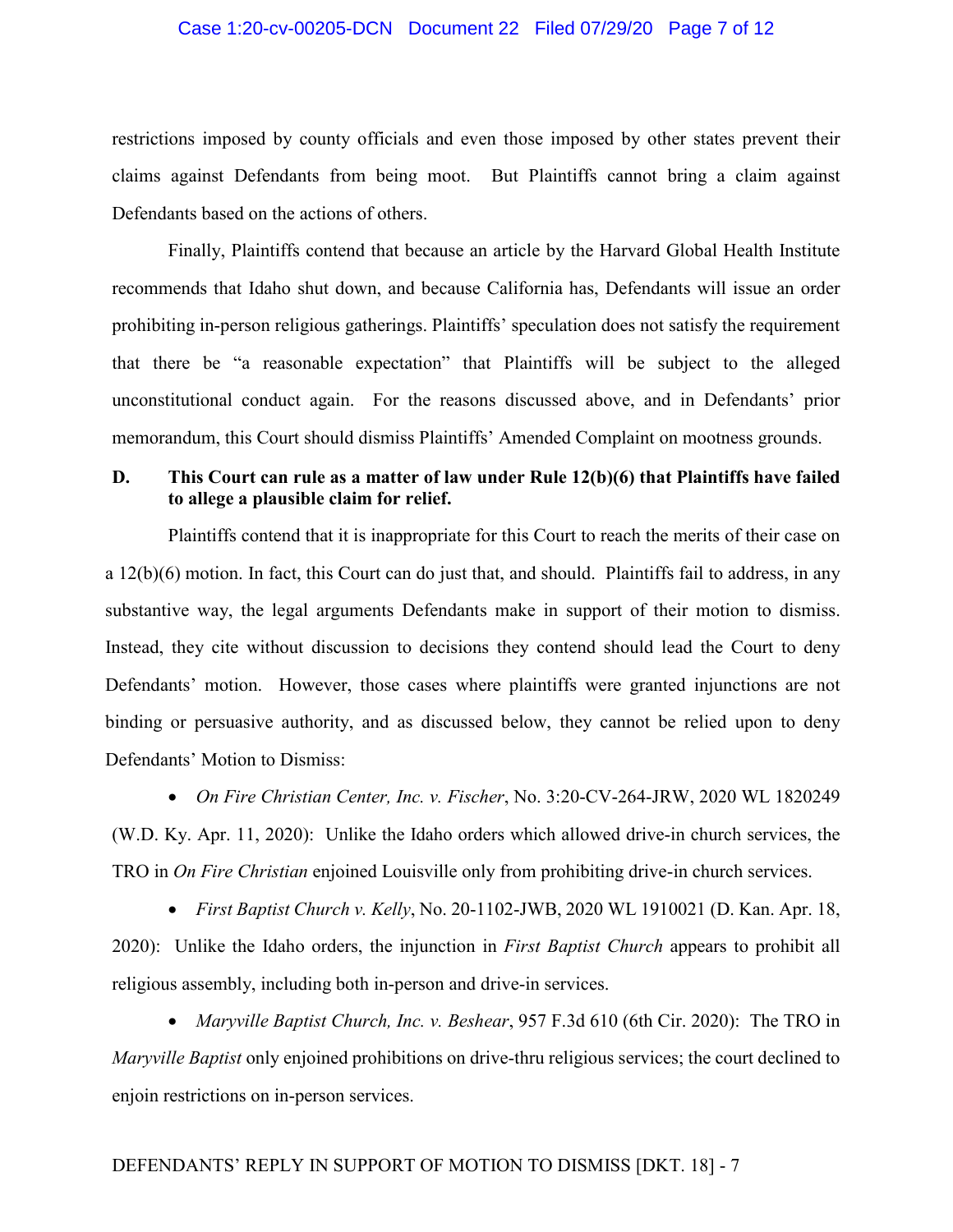restrictions imposed by county officials and even those imposed by other states prevent their claims against Defendants from being moot. But Plaintiffs cannot bring a claim against Defendants based on the actions of others.

Finally, Plaintiffs contend that because an article by the Harvard Global Health Institute recommends that Idaho shut down, and because California has, Defendants will issue an order prohibiting in-person religious gatherings. Plaintiffs' speculation does not satisfy the requirement that there be "a reasonable expectation" that Plaintiffs will be subject to the alleged unconstitutional conduct again. For the reasons discussed above, and in Defendants' prior memorandum, this Court should dismiss Plaintiffs' Amended Complaint on mootness grounds.

**D. This Court can rule as a matter of law under Rule 12(b)(6) that Plaintiffs have failed to allege a plausible claim for relief.**

Plaintiffs contend that it is inappropriate for this Court to reach the merits of their case on a 12(b)(6) motion. In fact, this Court can do just that, and should. Plaintiffs fail to address, in any substantive way, the legal arguments Defendants make in support of their motion to dismiss. Instead, they cite without discussion to decisions they contend should lead the Court to deny Defendants' motion. However, those cases where plaintiffs were granted injunctions are not binding or persuasive authority, and as discussed below, they cannot be relied upon to deny Defendants' Motion to Dismiss:

- *On Fire Christian Center, Inc. v. Fischer*, No. 3:20-CV-264-JRW, 2020 WL 1820249 (W.D. Ky. Apr. 11, 2020): Unlike the Idaho orders which allowed drive-in church services, the TRO in *On Fire Christian* enjoined Louisville only from prohibiting drive-in church services.

- *First Baptist Church v. Kelly*, No. 20-1102-JWB, 2020 WL 1910021 (D. Kan. Apr. 18, 2020): Unlike the Idaho orders, the injunction in *First Baptist Church* appears to prohibit all religious assembly, including both in-person and drive-in services.

- *Maryville Baptist Church, Inc. v. Beshear*, 957 F.3d 610 (6th Cir. 2020): The TRO in *Maryville Baptist* only enjoined prohibitions on drive-thru religious services; the court declined to enjoin restrictions on in-person services.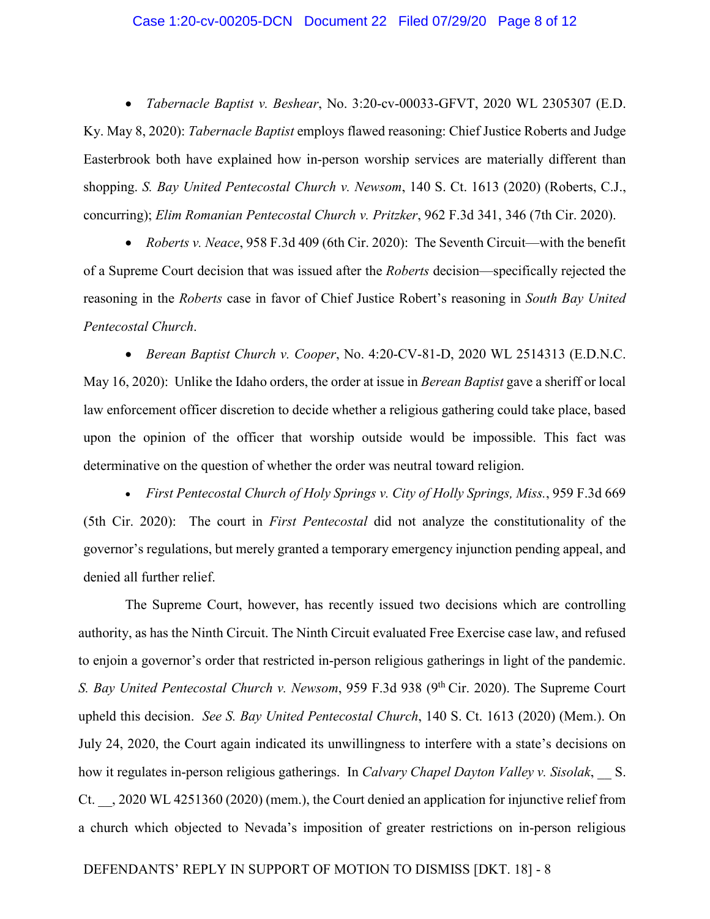- *Tabernacle Baptist v. Beshear*, No. 3:20-cv-00033-GFVT, 2020 WL 2305307 (E.D. Ky. May 8, 2020): *Tabernacle Baptist* employs flawed reasoning: Chief Justice Roberts and Judge Easterbrook both have explained how in-person worship services are materially different than shopping. *S. Bay United Pentecostal Church v. Newsom*, 140 S. Ct. 1613 (2020) (Roberts, C.J., concurring); *Elim Romanian Pentecostal Church v. Pritzker*, 962 F.3d 341, 346 (7th Cir. 2020).

- *Roberts v. Neace*, 958 F.3d 409 (6th Cir. 2020): The Seventh Circuit—with the benefit of a Supreme Court decision that was issued after the *Roberts* decision—specifically rejected the reasoning in the *Roberts* case in favor of Chief Justice Robert's reasoning in *South Bay United Pentecostal Church*.

- *Berean Baptist Church v. Cooper*, No. 4:20-CV-81-D, 2020 WL 2514313 (E.D.N.C. May 16, 2020): Unlike the Idaho orders, the order at issue in *Berean Baptist* gave a sheriff or local law enforcement officer discretion to decide whether a religious gathering could take place, based upon the opinion of the officer that worship outside would be impossible. This fact was determinative on the question of whether the order was neutral toward religion.

- *First Pentecostal Church of Holy Springs v. City of Holly Springs, Miss.*, 959 F.3d 669 (5th Cir. 2020): The court in *First Pentecostal* did not analyze the constitutionality of the governor's regulations, but merely granted a temporary emergency injunction pending appeal, and denied all further relief.

The Supreme Court, however, has recently issued two decisions which are controlling authority, as has the Ninth Circuit. The Ninth Circuit evaluated Free Exercise case law, and refused to enjoin a governor's order that restricted in-person religious gatherings in light of the pandemic. *S. Bay United Pentecostal Church v. Newsom*, 959 F.3d 938 (9th Cir. 2020). The Supreme Court upheld this decision. *See S. Bay United Pentecostal Church*, 140 S. Ct. 1613 (2020) (Mem.). On July 24, 2020, the Court again indicated its unwillingness to interfere with a state's decisions on how it regulates in-person religious gatherings. In *Calvary Chapel Dayton Valley v. Sisolak*, __ S. Ct. __, 2020 WL 4251360 (2020) (mem.), the Court denied an application for injunctive relief from a church which objected to Nevada's imposition of greater restrictions on in-person religious

DEFENDANTS' REPLY IN SUPPORT OF MOTION TO DISMISS [DKT. 18] - 8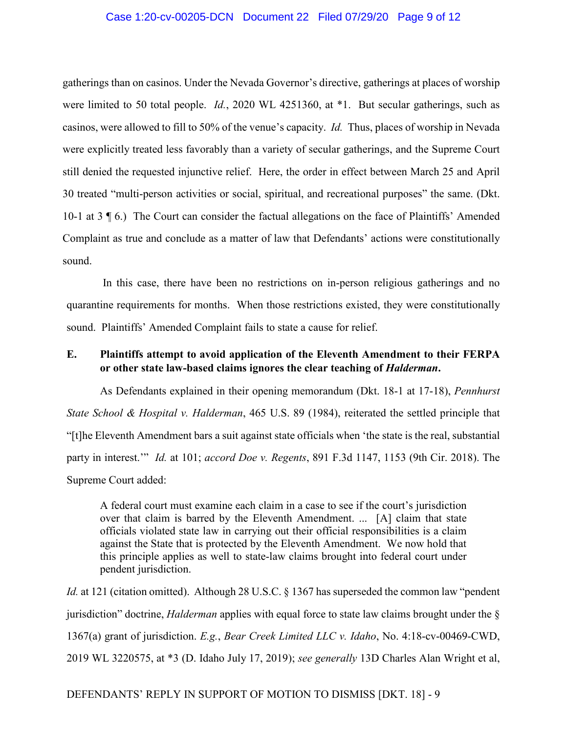gatherings than on casinos. Under the Nevada Governor's directive, gatherings at places of worship were limited to 50 total people. *Id.*, 2020 WL 4251360, at *1. But secular gatherings, such as casinos, were allowed to fill to 50% of the venue's capacity. *Id.* Thus, places of worship in Nevada were explicitly treated less favorably than a variety of secular gatherings, and the Supreme Court still denied the requested injunctive relief. Here, the order in effect between March 25 and April 30 treated "multi-person activities or social, spiritual, and recreational purposes" the same. (Dkt. 10-1 at 3 ¶ 6.) The Court can consider the factual allegations on the face of Plaintiffs' Amended Complaint as true and conclude as a matter of law that Defendants' actions were constitutionally sound.

In this case, there have been no restrictions on in-person religious gatherings and no quarantine requirements for months. When those restrictions existed, they were constitutionally sound. Plaintiffs' Amended Complaint fails to state a cause for relief.

### E. Plaintiffs attempt to avoid application of the Eleventh Amendment to their FERPA or other state law-based claims ignores the clear teaching of *Halderman*.

As Defendants explained in their opening memorandum (Dkt. 18-1 at 17-18), *Pennhurst State School & Hospital v. Halderman*, 465 U.S. 89 (1984), reiterated the settled principle that "[t]he Eleventh Amendment bars a suit against state officials when 'the state is the real, substantial party in interest.'" *Id.* at 101; *accord Doe v. Regents*, 891 F.3d 1147, 1153 (9th Cir. 2018). The Supreme Court added:

> A federal court must examine each claim in a case to see if the court's jurisdiction over that claim is barred by the Eleventh Amendment. ... [A] claim that state officials violated state law in carrying out their official responsibilities is a claim against the State that is protected by the Eleventh Amendment. We now hold that this principle applies as well to state-law claims brought into federal court under pendent jurisdiction.

*Id.* at 121 (citation omitted). Although 28 U.S.C. § 1367 has superseded the common law "pendent jurisdiction" doctrine, *Halderman* applies with equal force to state law claims brought under the § 1367(a) grant of jurisdiction. *E.g.*, *Bear Creek Limited LLC v. Idaho*, No. 4:18-cv-00469-CWD, 2019 WL 3220575, at *3 (D. Idaho July 17, 2019); *see generally* 13D Charles Alan Wright et al,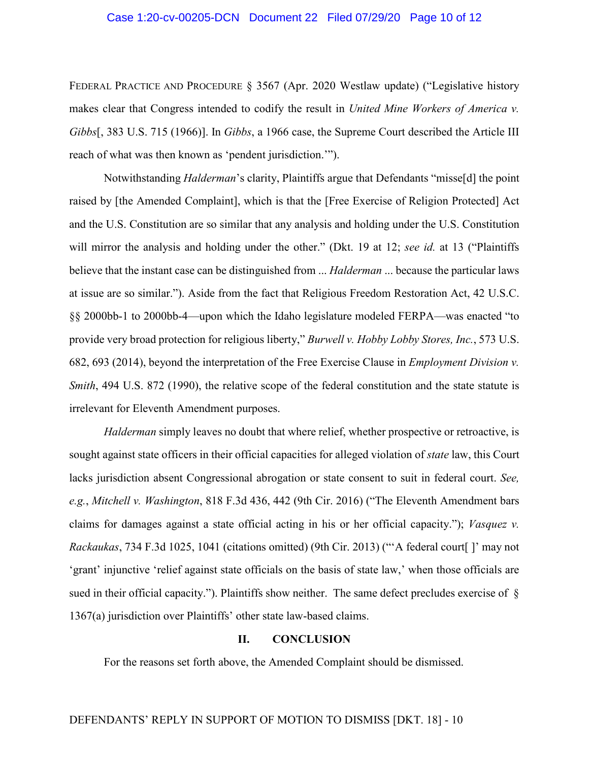FEDERAL PRACTICE AND PROCEDURE § 3567 (Apr. 2020 Westlaw update) ("Legislative history makes clear that Congress intended to codify the result in *United Mine Workers of America v. Gibbs*[, 383 U.S. 715 (1966)]. In *Gibbs*, a 1966 case, the Supreme Court described the Article III reach of what was then known as 'pendent jurisdiction.'").

Notwithstanding *Halderman*'s clarity, Plaintiffs argue that Defendants "misse[d] the point raised by [the Amended Complaint], which is that the [Free Exercise of Religion Protected] Act and the U.S. Constitution are so similar that any analysis and holding under the U.S. Constitution will mirror the analysis and holding under the other." (Dkt. 19 at 12; *see id.* at 13 ("Plaintiffs believe that the instant case can be distinguished from ... *Halderman* ... because the particular laws at issue are so similar."). Aside from the fact that Religious Freedom Restoration Act, 42 U.S.C. §§ 2000bb-1 to 2000bb-4—upon which the Idaho legislature modeled FERPA—was enacted "to provide very broad protection for religious liberty," *Burwell v. Hobby Lobby Stores, Inc.*, 573 U.S. 682, 693 (2014), beyond the interpretation of the Free Exercise Clause in *Employment Division v. Smith*, 494 U.S. 872 (1990), the relative scope of the federal constitution and the state statute is irrelevant for Eleventh Amendment purposes.

*Halderman* simply leaves no doubt that where relief, whether prospective or retroactive, is sought against state officers in their official capacities for alleged violation of *state* law, this Court lacks jurisdiction absent Congressional abrogation or state consent to suit in federal court. *See, e.g.*, *Mitchell v. Washington*, 818 F.3d 436, 442 (9th Cir. 2016) ("The Eleventh Amendment bars claims for damages against a state official acting in his or her official capacity."); *Vasquez v. Rackaukas*, 734 F.3d 1025, 1041 (citations omitted) (9th Cir. 2013) ("'A federal court[ ]' may not 'grant' injunctive 'relief against state officials on the basis of state law,' when those officials are sued in their official capacity."). Plaintiffs show neither. The same defect precludes exercise of § 1367(a) jurisdiction over Plaintiffs' other state law-based claims.

## II. CONCLUSION

For the reasons set forth above, the Amended Complaint should be dismissed.

DEFENDANTS' REPLY IN SUPPORT OF MOTION TO DISMISS [DKT. 18] - 10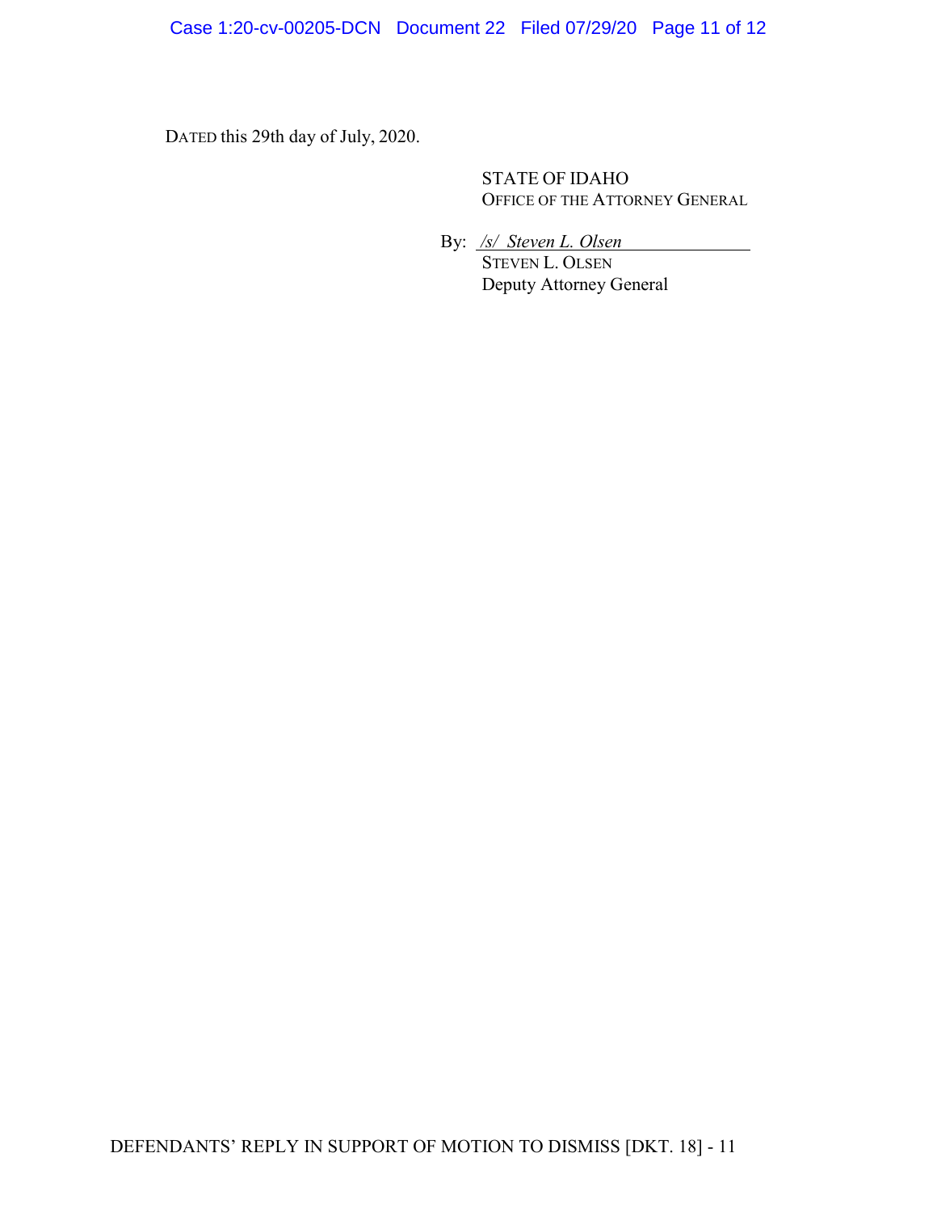DATED this 29th day of July, 2020.

STATE OF IDAHO
OFFICE OF THE ATTORNEY GENERAL

By: */s/ Steven L. Olsen*
STEVEN L. OLSEN
Deputy Attorney General

DEFENDANTS' REPLY IN SUPPORT OF MOTION TO DISMISS [DKT. 18] - 11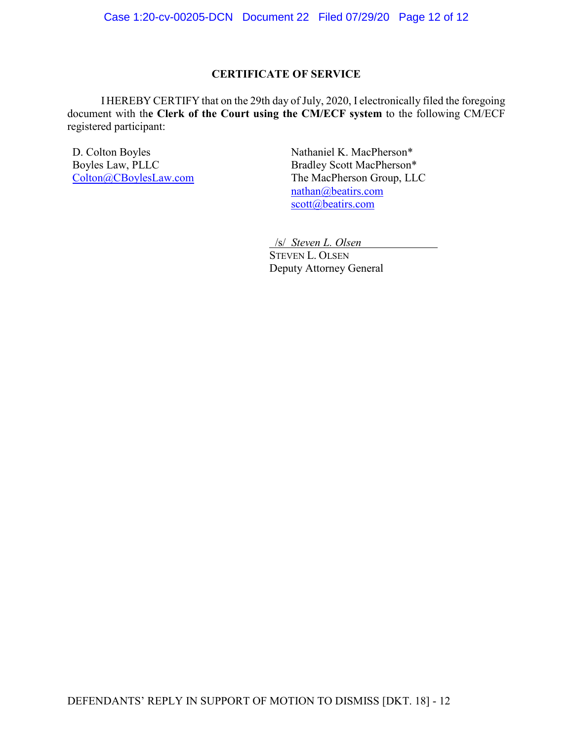## CERTIFICATE OF SERVICE

I HEREBY CERTIFY that on the 29th day of July, 2020, I electronically filed the foregoing document with the **Clerk of the Court using the CM/ECF system** to the following CM/ECF registered participant:

D. Colton Boyles
Boyles Law, PLLC
Colton@CBoylesLaw.com

Nathaniel K. MacPherson*
Bradley Scott MacPherson*
The MacPherson Group, LLC
nathan@beatirs.com
scott@beatirs.com

/s/ *Steven L. Olsen*
STEVEN L. OLSEN
Deputy Attorney General

DEFENDANTS' REPLY IN SUPPORT OF MOTION TO DISMISS [DKT. 18] - 12